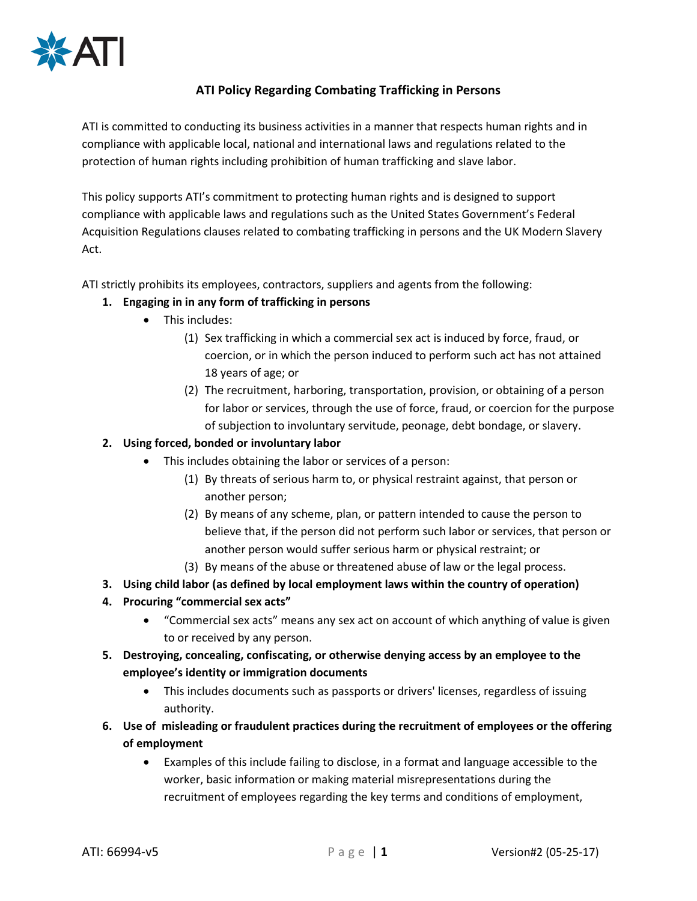# ATI Policy Regarding Combating Trafficking in Persons

ATI is committed to conducting its business activities in a manner that respects human rights and in compliance with applicable local, national and international laws and regulations related to the protection of human rights including prohibition of human trafficking and slave labor.

This policy supports ATI's commitment to protecting human rights and is designed to support compliance with applicable laws and regulations such as the United States Government's Federal Acquisition Regulations clauses related to combating trafficking in persons and the UK Modern Slavery Act.

ATI strictly prohibits its employees, contractors, suppliers and agents from the following:

1. **Engaging in in any form of trafficking in persons**
   - This includes:
     (1) Sex trafficking in which a commercial sex act is induced by force, fraud, or coercion, or in which the person induced to perform such act has not attained 18 years of age; or
     (2) The recruitment, harboring, transportation, provision, or obtaining of a person for labor or services, through the use of force, fraud, or coercion for the purpose of subjection to involuntary servitude, peonage, debt bondage, or slavery.
2. **Using forced, bonded or involuntary labor**
   - This includes obtaining the labor or services of a person:
     (1) By threats of serious harm to, or physical restraint against, that person or another person;
     (2) By means of any scheme, plan, or pattern intended to cause the person to believe that, if the person did not perform such labor or services, that person or another person would suffer serious harm or physical restraint; or
     (3) By means of the abuse or threatened abuse of law or the legal process.
3. **Using child labor (as defined by local employment laws within the country of operation)**
4. **Procuring "commercial sex acts"**
   - "Commercial sex acts" means any sex act on account of which anything of value is given to or received by any person.
5. **Destroying, concealing, confiscating, or otherwise denying access by an employee to the employee's identity or immigration documents**
   - This includes documents such as passports or drivers' licenses, regardless of issuing authority.
6. **Use of misleading or fraudulent practices during the recruitment of employees or the offering of employment**
   - Examples of this include failing to disclose, in a format and language accessible to the worker, basic information or making material misrepresentations during the recruitment of employees regarding the key terms and conditions of employment,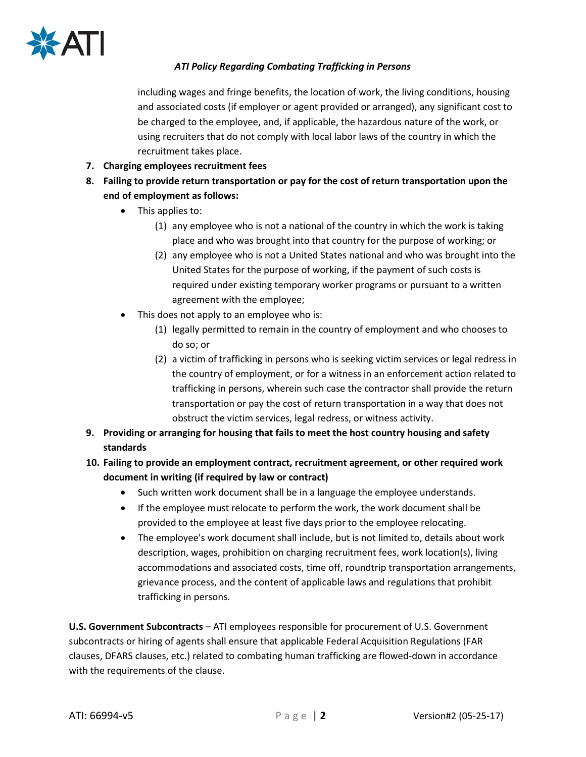including wages and fringe benefits, the location of work, the living conditions, housing and associated costs (if employer or agent provided or arranged), any significant cost to be charged to the employee, and, if applicable, the hazardous nature of the work, or using recruiters that do not comply with local labor laws of the country in which the recruitment takes place.

7. **Charging employees recruitment fees**
8. **Failing to provide return transportation or pay for the cost of return transportation upon the end of employment as follows:**
   - This applies to:
     (1) any employee who is not a national of the country in which the work is taking place and who was brought into that country for the purpose of working; or
     (2) any employee who is not a United States national and who was brought into the United States for the purpose of working, if the payment of such costs is required under existing temporary worker programs or pursuant to a written agreement with the employee;
   - This does not apply to an employee who is:
     (1) legally permitted to remain in the country of employment and who chooses to do so; or
     (2) a victim of trafficking in persons who is seeking victim services or legal redress in the country of employment, or for a witness in an enforcement action related to trafficking in persons, wherein such case the contractor shall provide the return transportation or pay the cost of return transportation in a way that does not obstruct the victim services, legal redress, or witness activity.
9. **Providing or arranging for housing that fails to meet the host country housing and safety standards**
10. **Failing to provide an employment contract, recruitment agreement, or other required work document in writing (if required by law or contract)**
    - Such written work document shall be in a language the employee understands.
    - If the employee must relocate to perform the work, the work document shall be provided to the employee at least five days prior to the employee relocating.
    - The employee's work document shall include, but is not limited to, details about work description, wages, prohibition on charging recruitment fees, work location(s), living accommodations and associated costs, time off, roundtrip transportation arrangements, grievance process, and the content of applicable laws and regulations that prohibit trafficking in persons.

**U.S. Government Subcontracts** – ATI employees responsible for procurement of U.S. Government subcontracts or hiring of agents shall ensure that applicable Federal Acquisition Regulations (FAR clauses, DFARS clauses, etc.) related to combating human trafficking are flowed-down in accordance with the requirements of the clause.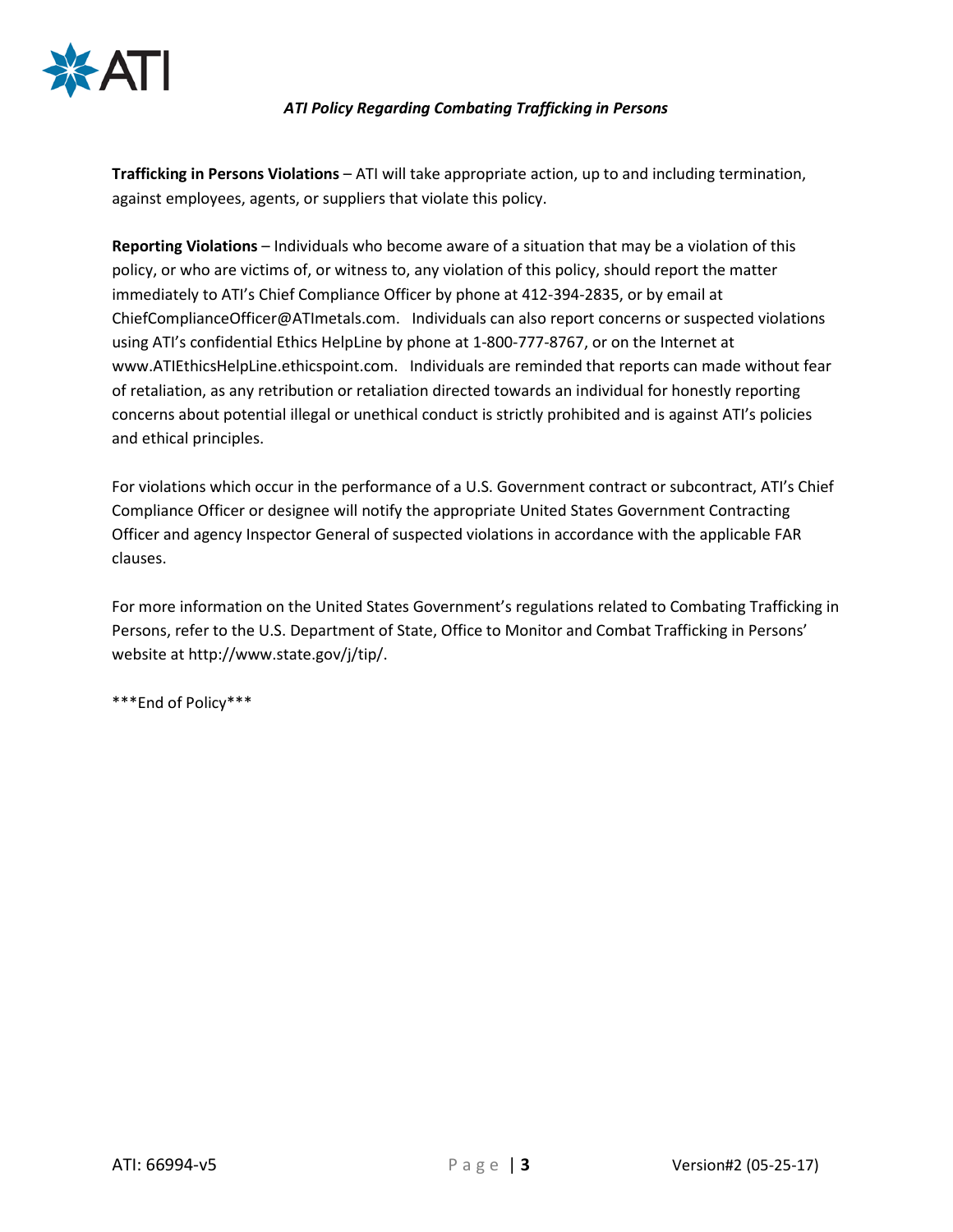**Trafficking in Persons Violations** – ATI will take appropriate action, up to and including termination, against employees, agents, or suppliers that violate this policy.

**Reporting Violations** – Individuals who become aware of a situation that may be a violation of this policy, or who are victims of, or witness to, any violation of this policy, should report the matter immediately to ATI's Chief Compliance Officer by phone at 412-394-2835, or by email at ChiefComplianceOfficer@ATImetals.com. Individuals can also report concerns or suspected violations using ATI's confidential Ethics HelpLine by phone at 1-800-777-8767, or on the Internet at www.ATIEthicsHelpLine.ethicspoint.com. Individuals are reminded that reports can made without fear of retaliation, as any retribution or retaliation directed towards an individual for honestly reporting concerns about potential illegal or unethical conduct is strictly prohibited and is against ATI's policies and ethical principles.

For violations which occur in the performance of a U.S. Government contract or subcontract, ATI's Chief Compliance Officer or designee will notify the appropriate United States Government Contracting Officer and agency Inspector General of suspected violations in accordance with the applicable FAR clauses.

For more information on the United States Government's regulations related to Combating Trafficking in Persons, refer to the U.S. Department of State, Office to Monitor and Combat Trafficking in Persons' website at http://www.state.gov/j/tip/.

***End of Policy***